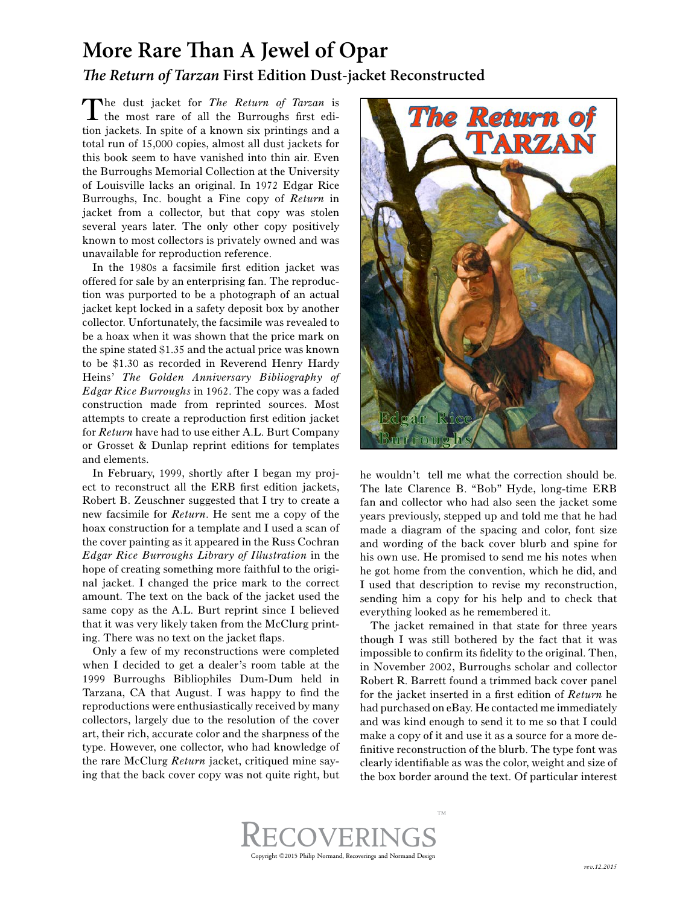# More Rare Than A Jewel of Opar

## *The Return of Tarzan* First Edition Dust-jacket Reconstructed

The dust jacket for *The Return of Tarzan* is the most rare of all the Burroughs first edition jackets. In spite of a known six printings and a total run of 15,000 copies, almost all dust jackets for this book seem to have vanished into thin air. Even the Burroughs Memorial Collection at the University of Louisville lacks an original. In 1972 Edgar Rice Burroughs, Inc. bought a Fine copy of *Return* in jacket from a collector, but that copy was stolen several years later. The only other copy positively known to most collectors is privately owned and was unavailable for reproduction reference.

In the 1980s a facsimile first edition jacket was offered for sale by an enterprising fan. The reproduction was purported to be a photograph of an actual jacket kept locked in a safety deposit box by another collector. Unfortunately, the facsimile was revealed to be a hoax when it was shown that the price mark on the spine stated $1.35 and the actual price was known to be $1.30 as recorded in Reverend Henry Hardy Heins' *The Golden Anniversary Bibliography of Edgar Rice Burroughs* in 1962. The copy was a faded construction made from reprinted sources. Most attempts to create a reproduction first edition jacket for *Return* have had to use either A.L. Burt Company or Grosset & Dunlap reprint editions for templates and elements.

In February, 1999, shortly after I began my project to reconstruct all the ERB first edition jackets, Robert B. Zeuschner suggested that I try to create a new facsimile for *Return*. He sent me a copy of the hoax construction for a template and I used a scan of the cover painting as it appeared in the Russ Cochran *Edgar Rice Burroughs Library of Illustration* in the hope of creating something more faithful to the original jacket. I changed the price mark to the correct amount. The text on the back of the jacket used the same copy as the A.L. Burt reprint since I believed that it was very likely taken from the McClurg printing. There was no text on the jacket flaps.

Only a few of my reconstructions were completed when I decided to get a dealer's room table at the 1999 Burroughs Bibliophiles Dum-Dum held in Tarzana, CA that August. I was happy to find the reproductions were enthusiastically received by many collectors, largely due to the resolution of the cover art, their rich, accurate color and the sharpness of the type. However, one collector, who had knowledge of the rare McClurg *Return* jacket, critiqued mine saying that the back cover copy was not quite right, but he wouldn't tell me what the correction should be. The late Clarence B. "Bob" Hyde, long-time ERB fan and collector who had also seen the jacket some years previously, stepped up and told me that he had made a diagram of the spacing and color, font size and wording of the back cover blurb and spine for his own use. He promised to send me his notes when he got home from the convention, which he did, and I used that description to revise my reconstruction, sending him a copy for his help and to check that everything looked as he remembered it.

The jacket remained in that state for three years though I was still bothered by the fact that it was impossible to confirm its fidelity to the original. Then, in November 2002, Burroughs scholar and collector Robert R. Barrett found a trimmed back cover panel for the jacket inserted in a first edition of *Return* he had purchased on eBay. He contacted me immediately and was kind enough to send it to me so that I could make a copy of it and use it as a source for a more definitive reconstruction of the blurb. The type font was clearly identifiable as was the color, weight and size of the box border around the text. Of particular interest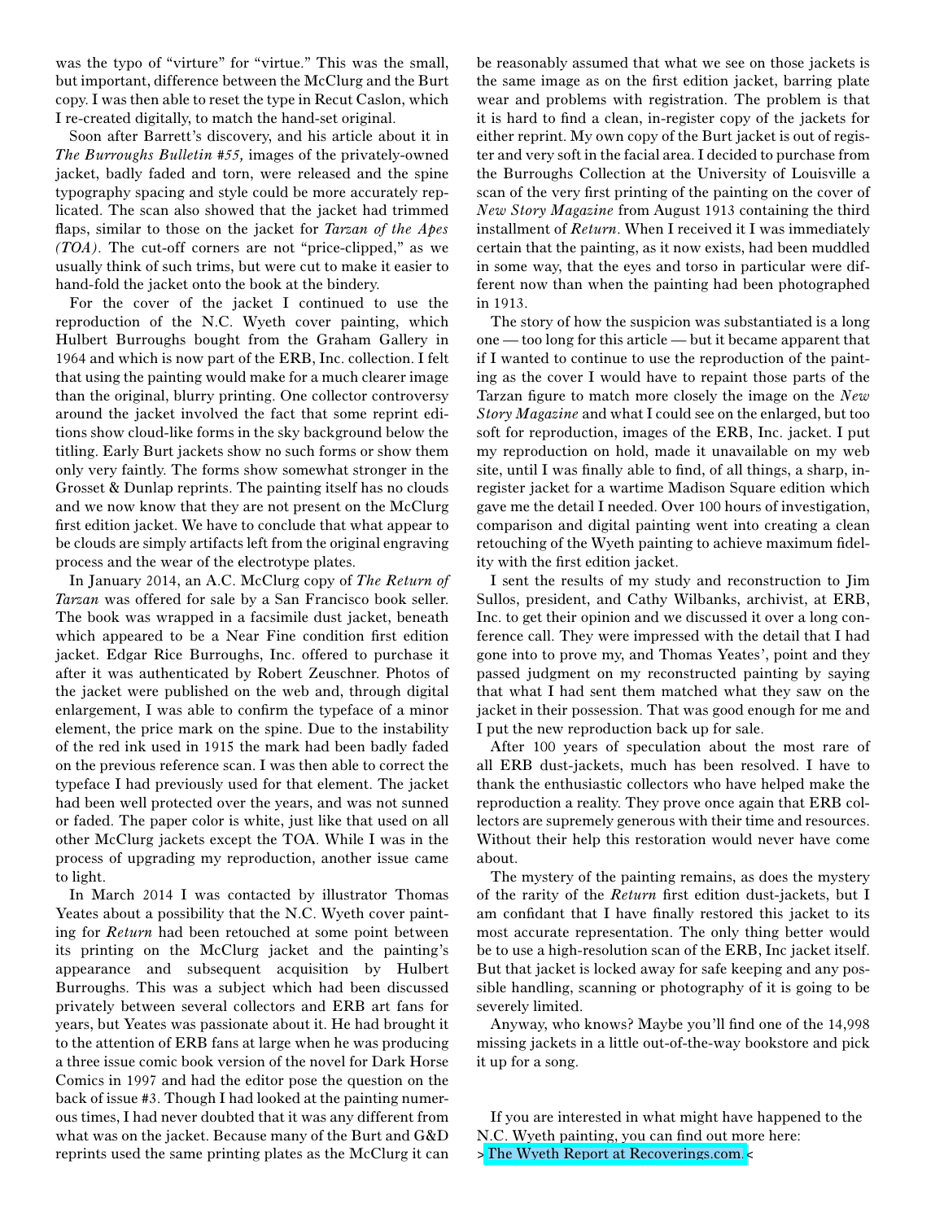was the typo of "virture" for "virtue." This was the small, but important, difference between the McClurg and the Burt copy. I was then able to reset the type in Recut Caslon, which I re-created digitally, to match the hand-set original.

Soon after Barrett's discovery, and his article about it in *The Burroughs Bulletin #55,* images of the privately-owned jacket, badly faded and torn, were released and the spine typography spacing and style could be more accurately replicated. The scan also showed that the jacket had trimmed flaps, similar to those on the jacket for *Tarzan of the Apes (TOA)*. The cut-off corners are not "price-clipped," as we usually think of such trims, but were cut to make it easier to hand-fold the jacket onto the book at the bindery.

For the cover of the jacket I continued to use the reproduction of the N.C. Wyeth cover painting, which Hulbert Burroughs bought from the Graham Gallery in 1964 and which is now part of the ERB, Inc. collection. I felt that using the painting would make for a much clearer image than the original, blurry printing. One collector controversy around the jacket involved the fact that some reprint editions show cloud-like forms in the sky background below the titling. Early Burt jackets show no such forms or show them only very faintly. The forms show somewhat stronger in the Grosset & Dunlap reprints. The painting itself has no clouds and we now know that they are not present on the McClurg first edition jacket. We have to conclude that what appear to be clouds are simply artifacts left from the original engraving process and the wear of the electrotype plates.

In January 2014, an A.C. McClurg copy of *The Return of Tarzan* was offered for sale by a San Francisco book seller. The book was wrapped in a facsimile dust jacket, beneath which appeared to be a Near Fine condition first edition jacket. Edgar Rice Burroughs, Inc. offered to purchase it after it was authenticated by Robert Zeuschner. Photos of the jacket were published on the web and, through digital enlargement, I was able to confirm the typeface of a minor element, the price mark on the spine. Due to the instability of the red ink used in 1915 the mark had been badly faded on the previous reference scan. I was then able to correct the typeface I had previously used for that element. The jacket had been well protected over the years, and was not sunned or faded. The paper color is white, just like that used on all other McClurg jackets except the TOA. While I was in the process of upgrading my reproduction, another issue came to light.

In March 2014 I was contacted by illustrator Thomas Yeates about a possibility that the N.C. Wyeth cover painting for *Return* had been retouched at some point between its printing on the McClurg jacket and the painting's appearance and subsequent acquisition by Hulbert Burroughs. This was a subject which had been discussed privately between several collectors and ERB art fans for years, but Yeates was passionate about it. He had brought it to the attention of ERB fans at large when he was producing a three issue comic book version of the novel for Dark Horse Comics in 1997 and had the editor pose the question on the back of issue #3. Though I had looked at the painting numerous times, I had never doubted that it was any different from what was on the jacket. Because many of the Burt and G&D reprints used the same printing plates as the McClurg it can be reasonably assumed that what we see on those jackets is the same image as on the first edition jacket, barring plate wear and problems with registration. The problem is that it is hard to find a clean, in-register copy of the jackets for either reprint. My own copy of the Burt jacket is out of register and very soft in the facial area. I decided to purchase from the Burroughs Collection at the University of Louisville a scan of the very first printing of the painting on the cover of *New Story Magazine* from August 1913 containing the third installment of *Return*. When I received it I was immediately certain that the painting, as it now exists, had been muddled in some way, that the eyes and torso in particular were different now than when the painting had been photographed in 1913.

The story of how the suspicion was substantiated is a long one — too long for this article — but it became apparent that if I wanted to continue to use the reproduction of the painting as the cover I would have to repaint those parts of the Tarzan figure to match more closely the image on the *New Story Magazine* and what I could see on the enlarged, but too soft for reproduction, images of the ERB, Inc. jacket. I put my reproduction on hold, made it unavailable on my web site, until I was finally able to find, of all things, a sharp, in-register jacket for a wartime Madison Square edition which gave me the detail I needed. Over 100 hours of investigation, comparison and digital painting went into creating a clean retouching of the Wyeth painting to achieve maximum fidelity with the first edition jacket.

I sent the results of my study and reconstruction to Jim Sullos, president, and Cathy Wilbanks, archivist, at ERB, Inc. to get their opinion and we discussed it over a long conference call. They were impressed with the detail that I had gone into to prove my, and Thomas Yeates', point and they passed judgment on my reconstructed painting by saying that what I had sent them matched what they saw on the jacket in their possession. That was good enough for me and I put the new reproduction back up for sale.

After 100 years of speculation about the most rare of all ERB dust-jackets, much has been resolved. I have to thank the enthusiastic collectors who have helped make the reproduction a reality. They prove once again that ERB collectors are supremely generous with their time and resources. Without their help this restoration would never have come about.

The mystery of the painting remains, as does the mystery of the rarity of the *Return* first edition dust-jackets, but I am confidant that I have finally restored this jacket to its most accurate representation. The only thing better would be to use a high-resolution scan of the ERB, Inc jacket itself. But that jacket is locked away for safe keeping and any possible handling, scanning or photography of it is going to be severely limited.

Anyway, who knows? Maybe you'll find one of the 14,998 missing jackets in a little out-of-the-way bookstore and pick it up for a song.

If you are interested in what might have happened to the N.C. Wyeth painting, you can find out more here:
>The Wyeth Report at Recoverings.com.<